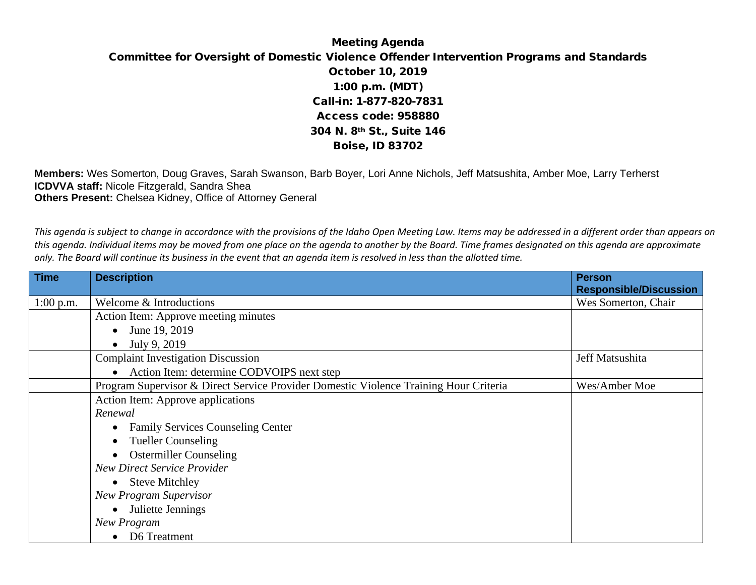# Meeting Agenda

## Committee for Oversight of Domestic Violence Offender Intervention Programs and Standards

**October 10, 2019**
**1:00 p.m. (MDT)**
**Call-in: 1-877-820-7831**
**Access code: 958880**
**304 N. 8th St., Suite 146**
**Boise, ID 83702**

**Members:** Wes Somerton, Doug Graves, Sarah Swanson, Barb Boyer, Lori Anne Nichols, Jeff Matsushita, Amber Moe, Larry Terherst
**ICDVVA staff:** Nicole Fitzgerald, Sandra Shea
**Others Present:** Chelsea Kidney, Office of Attorney General

*This agenda is subject to change in accordance with the provisions of the Idaho Open Meeting Law. Items may be addressed in a different order than appears on this agenda. Individual items may be moved from one place on the agenda to another by the Board. Time frames designated on this agenda are approximate only. The Board will continue its business in the event that an agenda item is resolved in less than the allotted time.*

| Time | Description | Person Responsible/Discussion |
|---|---|---|
| 1:00 p.m. | Welcome & Introductions | Wes Somerton, Chair |
| | Action Item: Approve meeting minutes<br>• June 19, 2019<br>• July 9, 2019 | |
| | Complaint Investigation Discussion<br>• Action Item: determine CODVOIPS next step | Jeff Matsushita |
| | Program Supervisor & Direct Service Provider Domestic Violence Training Hour Criteria | Wes/Amber Moe |
| | Action Item: Approve applications<br>*Renewal*<br>• Family Services Counseling Center<br>• Tueller Counseling<br>• Ostermiller Counseling<br>*New Direct Service Provider*<br>• Steve Mitchley<br>*New Program Supervisor*<br>• Juliette Jennings<br>*New Program*<br>• D6 Treatment | |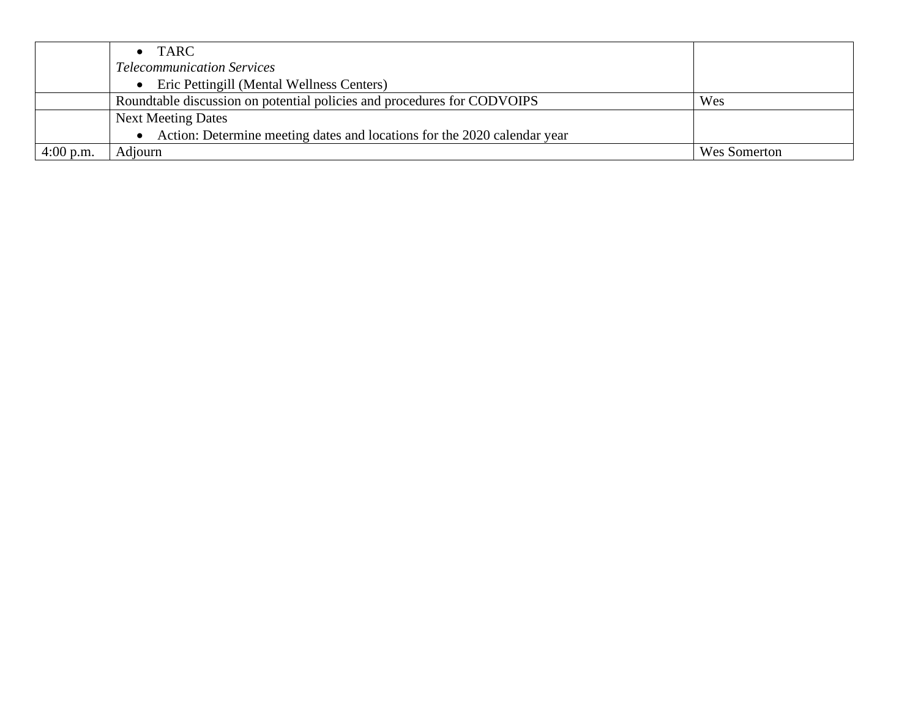| | | |
|---|---|---|
| | • TARC<br>*Telecommunication Services*<br>• Eric Pettingill (Mental Wellness Centers) | |
| | Roundtable discussion on potential policies and procedures for CODVOIPS | Wes |
| | Next Meeting Dates<br>• Action: Determine meeting dates and locations for the 2020 calendar year | |
| 4:00 p.m. | Adjourn | Wes Somerton |